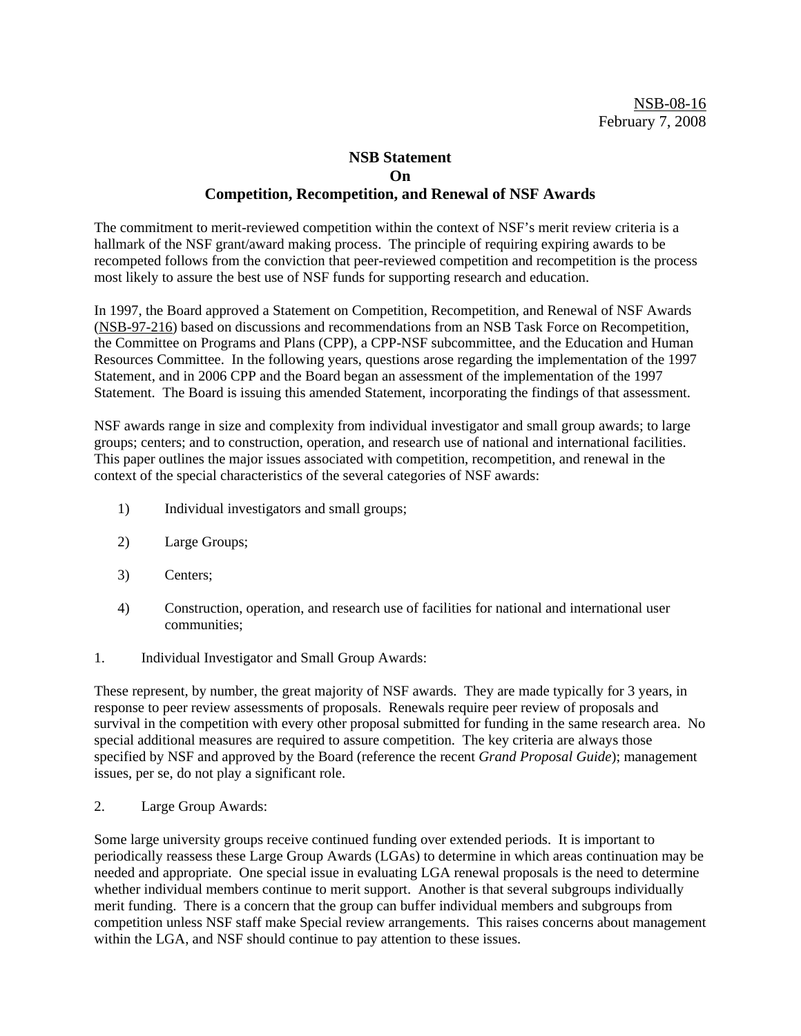NSB-08-16
February 7, 2008

**NSB Statement**
**On**
**Competition, Recompetition, and Renewal of NSF Awards**

The commitment to merit-reviewed competition within the context of NSF's merit review criteria is a hallmark of the NSF grant/award making process. The principle of requiring expiring awards to be recompeted follows from the conviction that peer-reviewed competition and recompetition is the process most likely to assure the best use of NSF funds for supporting research and education.

In 1997, the Board approved a Statement on Competition, Recompetition, and Renewal of NSF Awards (NSB-97-216) based on discussions and recommendations from an NSB Task Force on Recompetition, the Committee on Programs and Plans (CPP), a CPP-NSF subcommittee, and the Education and Human Resources Committee. In the following years, questions arose regarding the implementation of the 1997 Statement, and in 2006 CPP and the Board began an assessment of the implementation of the 1997 Statement. The Board is issuing this amended Statement, incorporating the findings of that assessment.

NSF awards range in size and complexity from individual investigator and small group awards; to large groups; centers; and to construction, operation, and research use of national and international facilities. This paper outlines the major issues associated with competition, recompetition, and renewal in the context of the special characteristics of the several categories of NSF awards:

1) Individual investigators and small groups;

2) Large Groups;

3) Centers;

4) Construction, operation, and research use of facilities for national and international user communities;

1. Individual Investigator and Small Group Awards:

These represent, by number, the great majority of NSF awards. They are made typically for 3 years, in response to peer review assessments of proposals. Renewals require peer review of proposals and survival in the competition with every other proposal submitted for funding in the same research area. No special additional measures are required to assure competition. The key criteria are always those specified by NSF and approved by the Board (reference the recent *Grand Proposal Guide*); management issues, per se, do not play a significant role.

2. Large Group Awards:

Some large university groups receive continued funding over extended periods. It is important to periodically reassess these Large Group Awards (LGAs) to determine in which areas continuation may be needed and appropriate. One special issue in evaluating LGA renewal proposals is the need to determine whether individual members continue to merit support. Another is that several subgroups individually merit funding. There is a concern that the group can buffer individual members and subgroups from competition unless NSF staff make Special review arrangements. This raises concerns about management within the LGA, and NSF should continue to pay attention to these issues.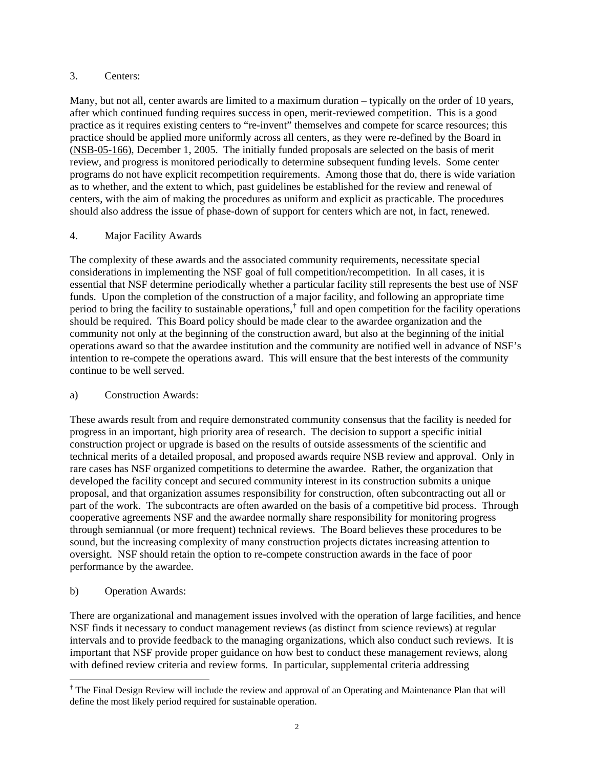3. Centers:

Many, but not all, center awards are limited to a maximum duration – typically on the order of 10 years, after which continued funding requires success in open, merit-reviewed competition. This is a good practice as it requires existing centers to "re-invent" themselves and compete for scarce resources; this practice should be applied more uniformly across all centers, as they were re-defined by the Board in (NSB-05-166), December 1, 2005. The initially funded proposals are selected on the basis of merit review, and progress is monitored periodically to determine subsequent funding levels. Some center programs do not have explicit recompetition requirements. Among those that do, there is wide variation as to whether, and the extent to which, past guidelines be established for the review and renewal of centers, with the aim of making the procedures as uniform and explicit as practicable. The procedures should also address the issue of phase-down of support for centers which are not, in fact, renewed.

4. Major Facility Awards

The complexity of these awards and the associated community requirements, necessitate special considerations in implementing the NSF goal of full competition/recompetition. In all cases, it is essential that NSF determine periodically whether a particular facility still represents the best use of NSF funds. Upon the completion of the construction of a major facility, and following an appropriate time period to bring the facility to sustainable operations,[†] full and open competition for the facility operations should be required. This Board policy should be made clear to the awardee organization and the community not only at the beginning of the construction award, but also at the beginning of the initial operations award so that the awardee institution and the community are notified well in advance of NSF's intention to re-compete the operations award. This will ensure that the best interests of the community continue to be well served.

a) Construction Awards:

These awards result from and require demonstrated community consensus that the facility is needed for progress in an important, high priority area of research. The decision to support a specific initial construction project or upgrade is based on the results of outside assessments of the scientific and technical merits of a detailed proposal, and proposed awards require NSB review and approval. Only in rare cases has NSF organized competitions to determine the awardee. Rather, the organization that developed the facility concept and secured community interest in its construction submits a unique proposal, and that organization assumes responsibility for construction, often subcontracting out all or part of the work. The subcontracts are often awarded on the basis of a competitive bid process. Through cooperative agreements NSF and the awardee normally share responsibility for monitoring progress through semiannual (or more frequent) technical reviews. The Board believes these procedures to be sound, but the increasing complexity of many construction projects dictates increasing attention to oversight. NSF should retain the option to re-compete construction awards in the face of poor performance by the awardee.

b) Operation Awards:

There are organizational and management issues involved with the operation of large facilities, and hence NSF finds it necessary to conduct management reviews (as distinct from science reviews) at regular intervals and to provide feedback to the managing organizations, which also conduct such reviews. It is important that NSF provide proper guidance on how best to conduct these management reviews, along with defined review criteria and review forms. In particular, supplemental criteria addressing

---

[†] The Final Design Review will include the review and approval of an Operating and Maintenance Plan that will define the most likely period required for sustainable operation.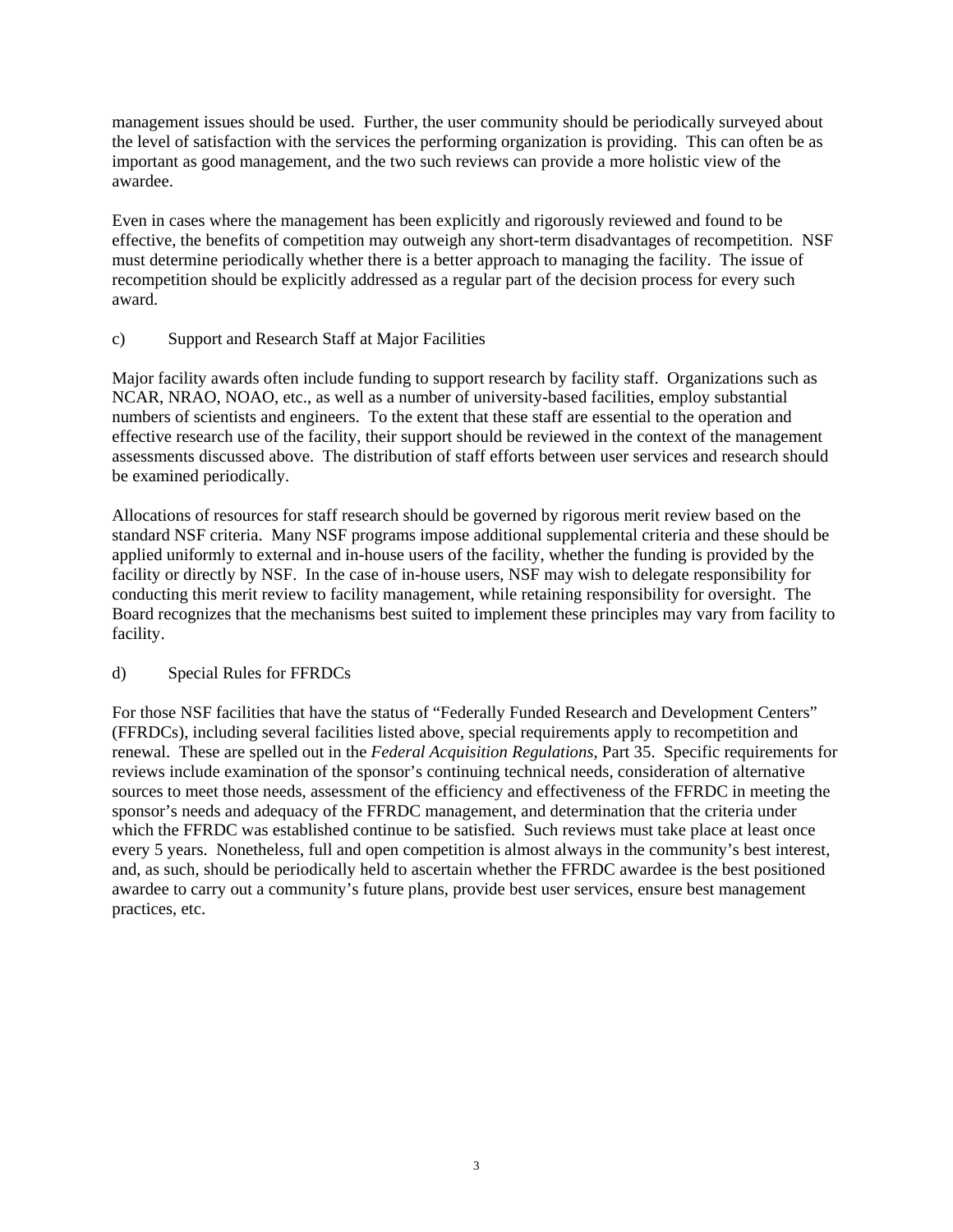management issues should be used. Further, the user community should be periodically surveyed about the level of satisfaction with the services the performing organization is providing. This can often be as important as good management, and the two such reviews can provide a more holistic view of the awardee.

Even in cases where the management has been explicitly and rigorously reviewed and found to be effective, the benefits of competition may outweigh any short-term disadvantages of recompetition. NSF must determine periodically whether there is a better approach to managing the facility. The issue of recompetition should be explicitly addressed as a regular part of the decision process for every such award.

c) Support and Research Staff at Major Facilities

Major facility awards often include funding to support research by facility staff. Organizations such as NCAR, NRAO, NOAO, etc., as well as a number of university-based facilities, employ substantial numbers of scientists and engineers. To the extent that these staff are essential to the operation and effective research use of the facility, their support should be reviewed in the context of the management assessments discussed above. The distribution of staff efforts between user services and research should be examined periodically.

Allocations of resources for staff research should be governed by rigorous merit review based on the standard NSF criteria. Many NSF programs impose additional supplemental criteria and these should be applied uniformly to external and in-house users of the facility, whether the funding is provided by the facility or directly by NSF. In the case of in-house users, NSF may wish to delegate responsibility for conducting this merit review to facility management, while retaining responsibility for oversight. The Board recognizes that the mechanisms best suited to implement these principles may vary from facility to facility.

d) Special Rules for FFRDCs

For those NSF facilities that have the status of "Federally Funded Research and Development Centers" (FFRDCs), including several facilities listed above, special requirements apply to recompetition and renewal. These are spelled out in the *Federal Acquisition Regulations*, Part 35. Specific requirements for reviews include examination of the sponsor's continuing technical needs, consideration of alternative sources to meet those needs, assessment of the efficiency and effectiveness of the FFRDC in meeting the sponsor's needs and adequacy of the FFRDC management, and determination that the criteria under which the FFRDC was established continue to be satisfied. Such reviews must take place at least once every 5 years. Nonetheless, full and open competition is almost always in the community's best interest, and, as such, should be periodically held to ascertain whether the FFRDC awardee is the best positioned awardee to carry out a community's future plans, provide best user services, ensure best management practices, etc.